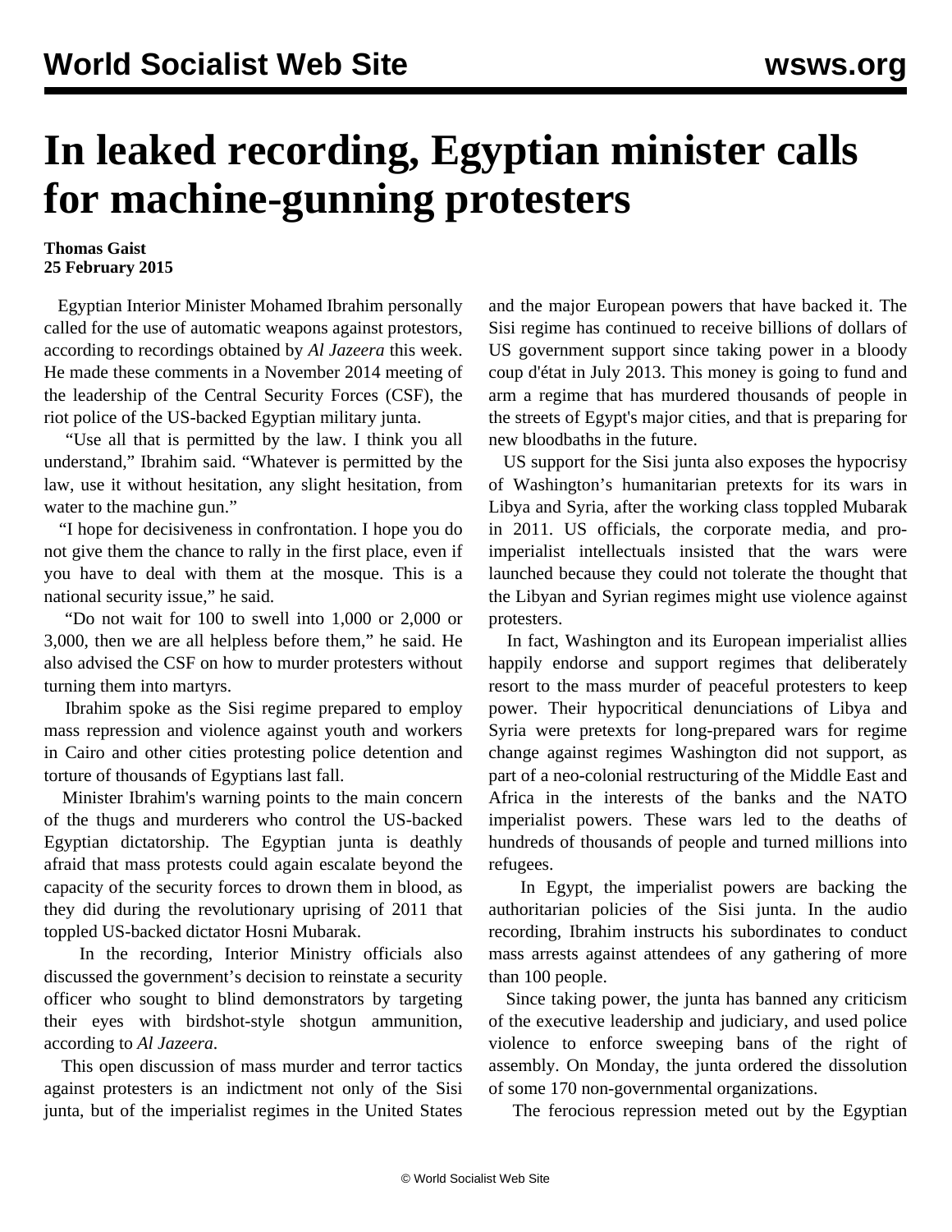# In leaked recording, Egyptian minister calls for machine-gunning protesters

**Thomas Gaist**
**25 February 2015**

Egyptian Interior Minister Mohamed Ibrahim personally called for the use of automatic weapons against protestors, according to recordings obtained by *Al Jazeera* this week. He made these comments in a November 2014 meeting of the leadership of the Central Security Forces (CSF), the riot police of the US-backed Egyptian military junta.

"Use all that is permitted by the law. I think you all understand," Ibrahim said. "Whatever is permitted by the law, use it without hesitation, any slight hesitation, from water to the machine gun."

"I hope for decisiveness in confrontation. I hope you do not give them the chance to rally in the first place, even if you have to deal with them at the mosque. This is a national security issue," he said.

"Do not wait for 100 to swell into 1,000 or 2,000 or 3,000, then we are all helpless before them," he said. He also advised the CSF on how to murder protesters without turning them into martyrs.

Ibrahim spoke as the Sisi regime prepared to employ mass repression and violence against youth and workers in Cairo and other cities protesting police detention and torture of thousands of Egyptians last fall.

Minister Ibrahim's warning points to the main concern of the thugs and murderers who control the US-backed Egyptian dictatorship. The Egyptian junta is deathly afraid that mass protests could again escalate beyond the capacity of the security forces to drown them in blood, as they did during the revolutionary uprising of 2011 that toppled US-backed dictator Hosni Mubarak.

In the recording, Interior Ministry officials also discussed the government's decision to reinstate a security officer who sought to blind demonstrators by targeting their eyes with birdshot-style shotgun ammunition, according to *Al Jazeera*.

This open discussion of mass murder and terror tactics against protesters is an indictment not only of the Sisi junta, but of the imperialist regimes in the United States and the major European powers that have backed it. The Sisi regime has continued to receive billions of dollars of US government support since taking power in a bloody coup d'état in July 2013. This money is going to fund and arm a regime that has murdered thousands of people in the streets of Egypt's major cities, and that is preparing for new bloodbaths in the future.

US support for the Sisi junta also exposes the hypocrisy of Washington's humanitarian pretexts for its wars in Libya and Syria, after the working class toppled Mubarak in 2011. US officials, the corporate media, and pro-imperialist intellectuals insisted that the wars were launched because they could not tolerate the thought that the Libyan and Syrian regimes might use violence against protesters.

In fact, Washington and its European imperialist allies happily endorse and support regimes that deliberately resort to the mass murder of peaceful protesters to keep power. Their hypocritical denunciations of Libya and Syria were pretexts for long-prepared wars for regime change against regimes Washington did not support, as part of a neo-colonial restructuring of the Middle East and Africa in the interests of the banks and the NATO imperialist powers. These wars led to the deaths of hundreds of thousands of people and turned millions into refugees.

In Egypt, the imperialist powers are backing the authoritarian policies of the Sisi junta. In the audio recording, Ibrahim instructs his subordinates to conduct mass arrests against attendees of any gathering of more than 100 people.

Since taking power, the junta has banned any criticism of the executive leadership and judiciary, and used police violence to enforce sweeping bans of the right of assembly. On Monday, the junta ordered the dissolution of some 170 non-governmental organizations.

The ferocious repression meted out by the Egyptian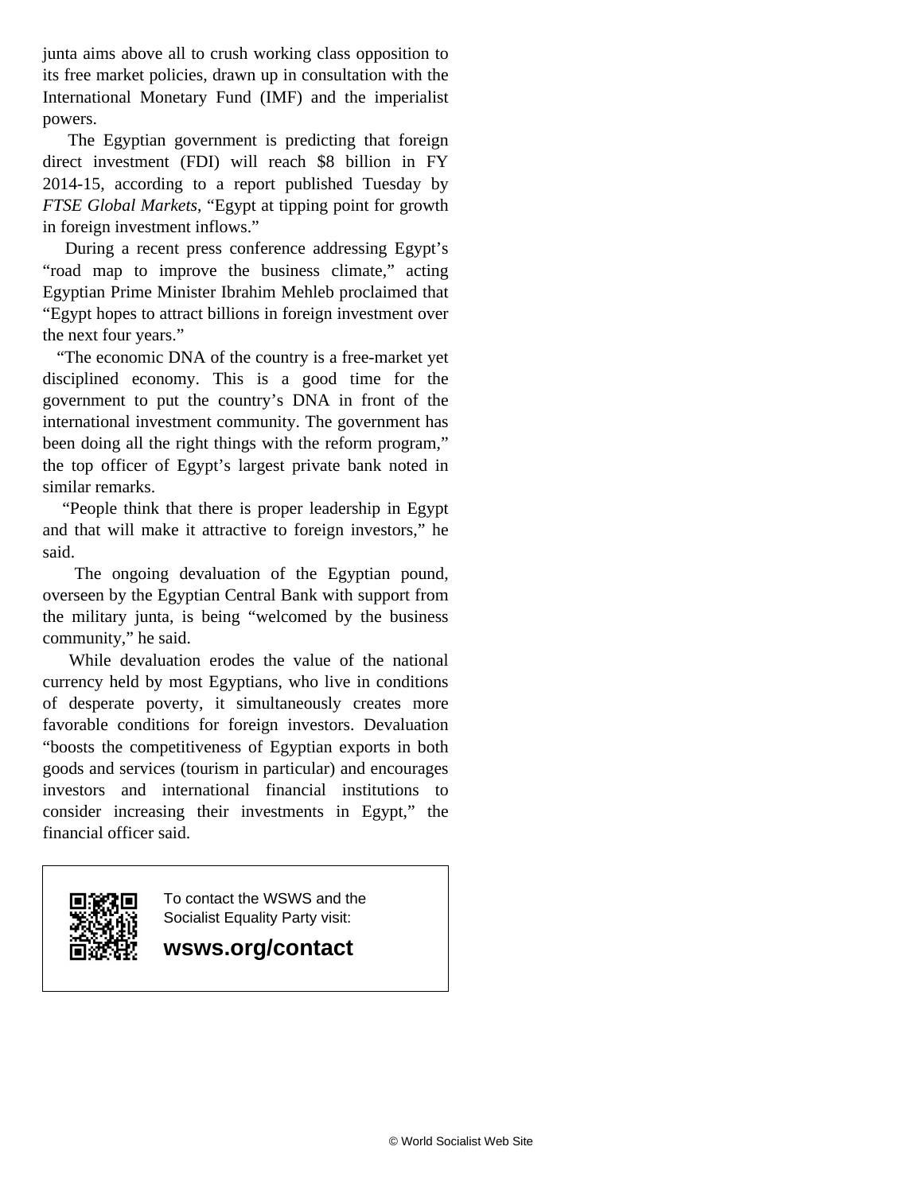junta aims above all to crush working class opposition to its free market policies, drawn up in consultation with the International Monetary Fund (IMF) and the imperialist powers.

The Egyptian government is predicting that foreign direct investment (FDI) will reach $8 billion in FY 2014-15, according to a report published Tuesday by *FTSE Global Markets*, "Egypt at tipping point for growth in foreign investment inflows."

During a recent press conference addressing Egypt's "road map to improve the business climate," acting Egyptian Prime Minister Ibrahim Mehleb proclaimed that "Egypt hopes to attract billions in foreign investment over the next four years."

"The economic DNA of the country is a free-market yet disciplined economy. This is a good time for the government to put the country's DNA in front of the international investment community. The government has been doing all the right things with the reform program," the top officer of Egypt's largest private bank noted in similar remarks.

"People think that there is proper leadership in Egypt and that will make it attractive to foreign investors," he said.

The ongoing devaluation of the Egyptian pound, overseen by the Egyptian Central Bank with support from the military junta, is being "welcomed by the business community," he said.

While devaluation erodes the value of the national currency held by most Egyptians, who live in conditions of desperate poverty, it simultaneously creates more favorable conditions for foreign investors. Devaluation "boosts the competitiveness of Egyptian exports in both goods and services (tourism in particular) and encourages investors and international financial institutions to consider increasing their investments in Egypt," the financial officer said.

To contact the WSWS and the Socialist Equality Party visit:

**wsws.org/contact**